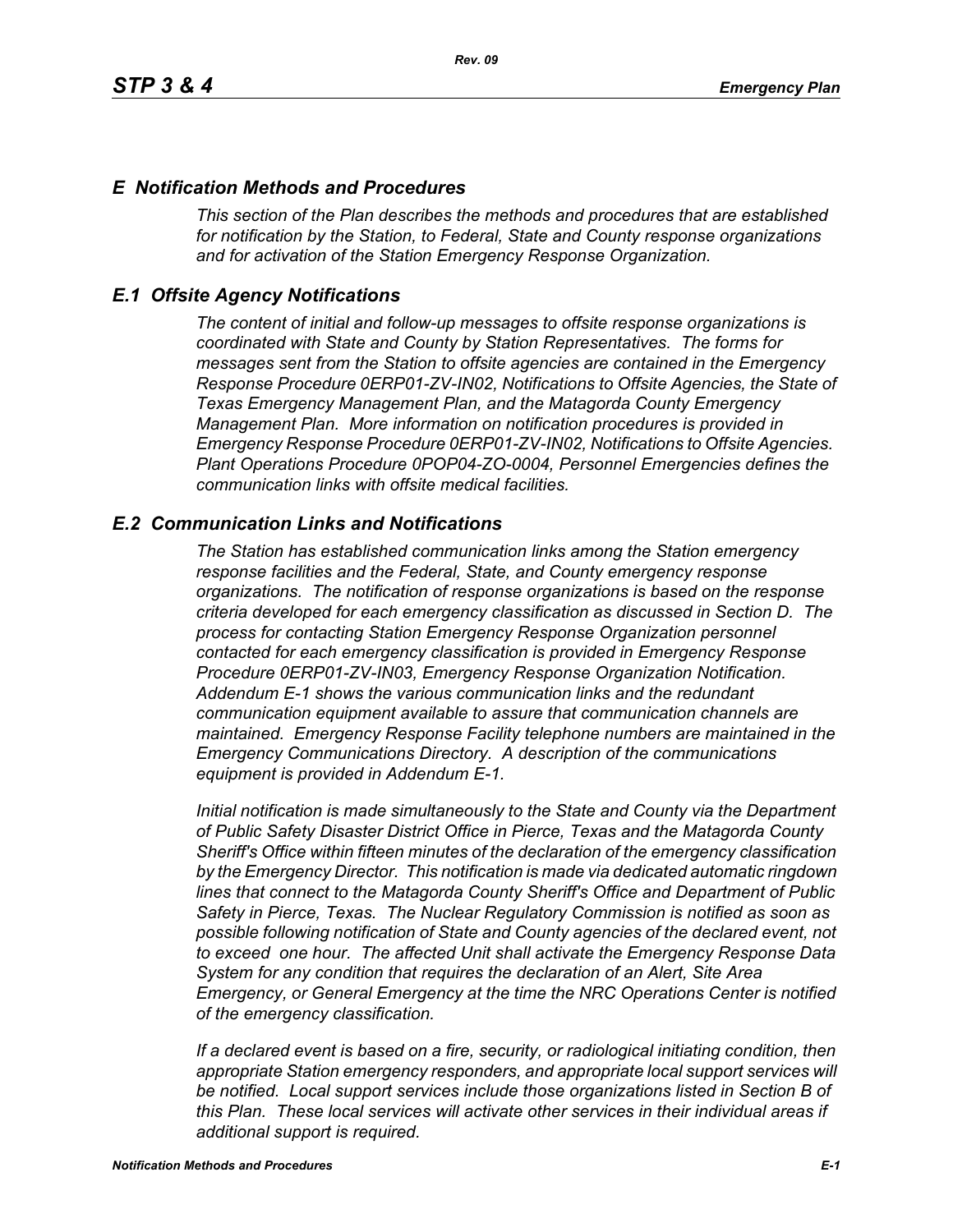# *E Notification Methods and Procedures*

*This section of the Plan describes the methods and procedures that are established for notification by the Station, to Federal, State and County response organizations and for activation of the Station Emergency Response Organization.*

## *E.1 Offsite Agency Notifications*

*The content of initial and follow-up messages to offsite response organizations is coordinated with State and County by Station Representatives. The forms for messages sent from the Station to offsite agencies are contained in the Emergency Response Procedure 0ERP01-ZV-IN02, Notifications to Offsite Agencies, the State of Texas Emergency Management Plan, and the Matagorda County Emergency Management Plan. More information on notification procedures is provided in Emergency Response Procedure 0ERP01-ZV-IN02, Notifications to Offsite Agencies. Plant Operations Procedure 0POP04-ZO-0004, Personnel Emergencies defines the communication links with offsite medical facilities.*

## *E.2 Communication Links and Notifications*

*The Station has established communication links among the Station emergency response facilities and the Federal, State, and County emergency response organizations. The notification of response organizations is based on the response criteria developed for each emergency classification as discussed in Section D. The process for contacting Station Emergency Response Organization personnel contacted for each emergency classification is provided in Emergency Response Procedure 0ERP01-ZV-IN03, Emergency Response Organization Notification. Addendum E-1 shows the various communication links and the redundant communication equipment available to assure that communication channels are maintained. Emergency Response Facility telephone numbers are maintained in the Emergency Communications Directory. A description of the communications equipment is provided in Addendum E-1.*

*Initial notification is made simultaneously to the State and County via the Department of Public Safety Disaster District Office in Pierce, Texas and the Matagorda County Sheriff's Office within fifteen minutes of the declaration of the emergency classification by the Emergency Director. This notification is made via dedicated automatic ringdown lines that connect to the Matagorda County Sheriff's Office and Department of Public Safety in Pierce, Texas. The Nuclear Regulatory Commission is notified as soon as possible following notification of State and County agencies of the declared event, not to exceed one hour. The affected Unit shall activate the Emergency Response Data System for any condition that requires the declaration of an Alert, Site Area Emergency, or General Emergency at the time the NRC Operations Center is notified of the emergency classification.*

*If a declared event is based on a fire, security, or radiological initiating condition, then appropriate Station emergency responders, and appropriate local support services will be notified. Local support services include those organizations listed in Section B of this Plan. These local services will activate other services in their individual areas if additional support is required.*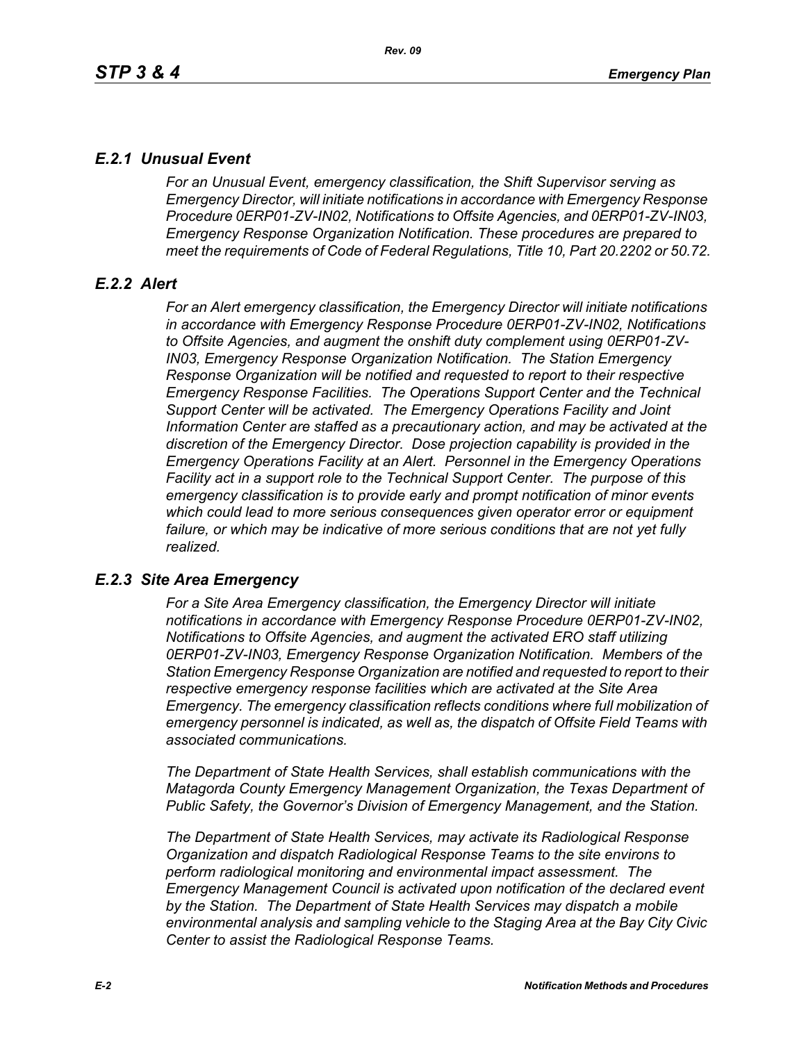## *E.2.1 Unusual Event*

*For an Unusual Event, emergency classification, the Shift Supervisor serving as Emergency Director, will initiate notifications in accordance with Emergency Response Procedure 0ERP01-ZV-IN02, Notifications to Offsite Agencies, and 0ERP01-ZV-IN03, Emergency Response Organization Notification. These procedures are prepared to meet the requirements of Code of Federal Regulations, Title 10, Part 20.2202 or 50.72.*

## *E.2.2 Alert*

*For an Alert emergency classification, the Emergency Director will initiate notifications in accordance with Emergency Response Procedure 0ERP01-ZV-IN02, Notifications to Offsite Agencies, and augment the onshift duty complement using 0ERP01-ZV-IN03, Emergency Response Organization Notification. The Station Emergency Response Organization will be notified and requested to report to their respective Emergency Response Facilities. The Operations Support Center and the Technical Support Center will be activated. The Emergency Operations Facility and Joint Information Center are staffed as a precautionary action, and may be activated at the discretion of the Emergency Director. Dose projection capability is provided in the Emergency Operations Facility at an Alert. Personnel in the Emergency Operations Facility act in a support role to the Technical Support Center. The purpose of this emergency classification is to provide early and prompt notification of minor events which could lead to more serious consequences given operator error or equipment failure, or which may be indicative of more serious conditions that are not yet fully realized.*

## *E.2.3 Site Area Emergency*

*For a Site Area Emergency classification, the Emergency Director will initiate notifications in accordance with Emergency Response Procedure 0ERP01-ZV-IN02, Notifications to Offsite Agencies, and augment the activated ERO staff utilizing 0ERP01-ZV-IN03, Emergency Response Organization Notification. Members of the Station Emergency Response Organization are notified and requested to report to their respective emergency response facilities which are activated at the Site Area Emergency. The emergency classification reflects conditions where full mobilization of emergency personnel is indicated, as well as, the dispatch of Offsite Field Teams with associated communications.*

*The Department of State Health Services, shall establish communications with the Matagorda County Emergency Management Organization, the Texas Department of Public Safety, the Governor's Division of Emergency Management, and the Station.*

*The Department of State Health Services, may activate its Radiological Response Organization and dispatch Radiological Response Teams to the site environs to perform radiological monitoring and environmental impact assessment. The Emergency Management Council is activated upon notification of the declared event by the Station. The Department of State Health Services may dispatch a mobile environmental analysis and sampling vehicle to the Staging Area at the Bay City Civic Center to assist the Radiological Response Teams.*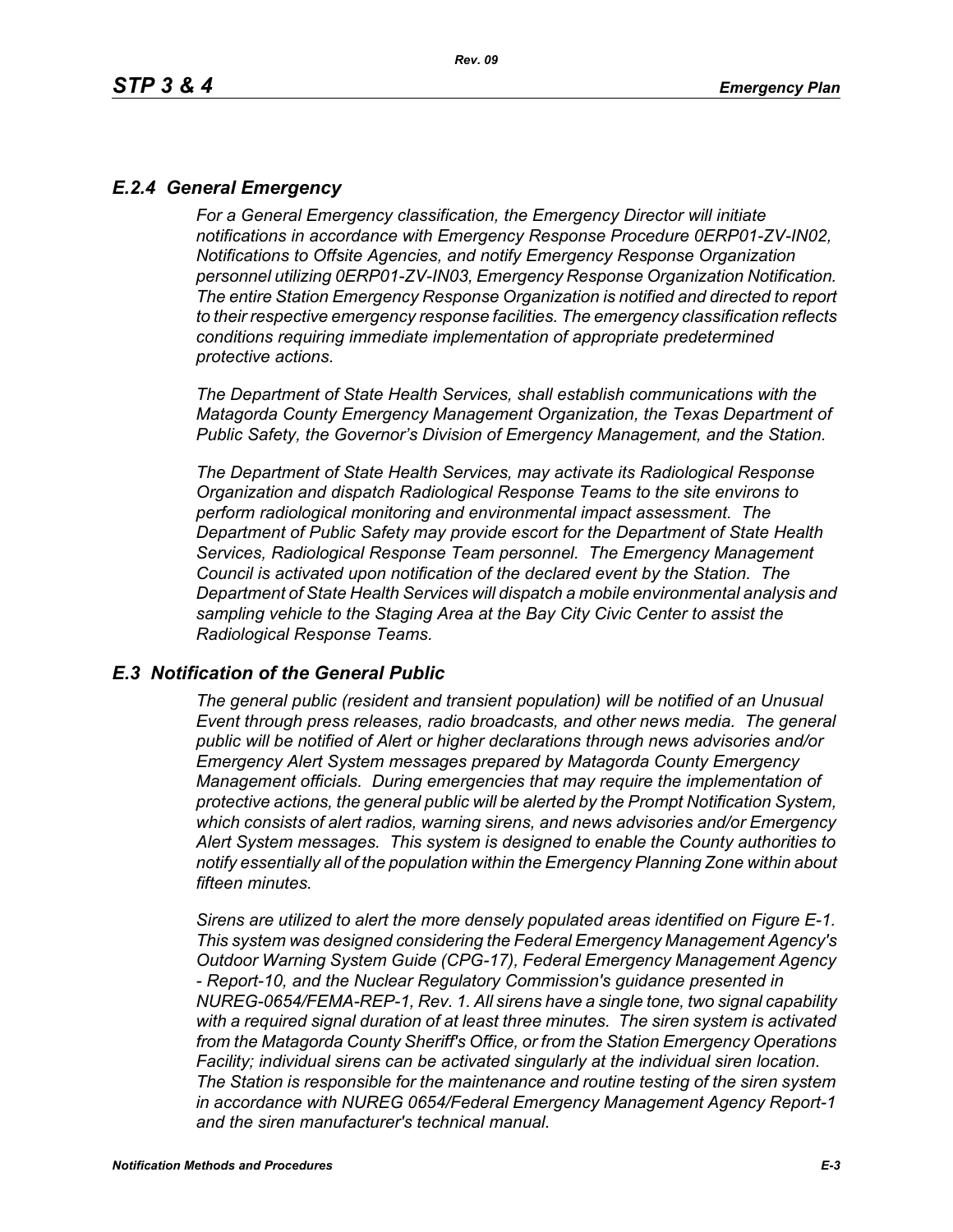## *E.2.4 General Emergency*

*For a General Emergency classification, the Emergency Director will initiate notifications in accordance with Emergency Response Procedure 0ERP01-ZV-IN02, Notifications to Offsite Agencies, and notify Emergency Response Organization personnel utilizing 0ERP01-ZV-IN03, Emergency Response Organization Notification. The entire Station Emergency Response Organization is notified and directed to report to their respective emergency response facilities. The emergency classification reflects conditions requiring immediate implementation of appropriate predetermined protective actions.*

*The Department of State Health Services, shall establish communications with the Matagorda County Emergency Management Organization, the Texas Department of Public Safety, the Governor's Division of Emergency Management, and the Station.*

*The Department of State Health Services, may activate its Radiological Response Organization and dispatch Radiological Response Teams to the site environs to perform radiological monitoring and environmental impact assessment. The Department of Public Safety may provide escort for the Department of State Health Services, Radiological Response Team personnel. The Emergency Management Council is activated upon notification of the declared event by the Station. The Department of State Health Services will dispatch a mobile environmental analysis and sampling vehicle to the Staging Area at the Bay City Civic Center to assist the Radiological Response Teams.*

## *E.3 Notification of the General Public*

*The general public (resident and transient population) will be notified of an Unusual Event through press releases, radio broadcasts, and other news media. The general public will be notified of Alert or higher declarations through news advisories and/or Emergency Alert System messages prepared by Matagorda County Emergency Management officials. During emergencies that may require the implementation of protective actions, the general public will be alerted by the Prompt Notification System, which consists of alert radios, warning sirens, and news advisories and/or Emergency Alert System messages. This system is designed to enable the County authorities to notify essentially all of the population within the Emergency Planning Zone within about fifteen minutes.*

*Sirens are utilized to alert the more densely populated areas identified on Figure E-1. This system was designed considering the Federal Emergency Management Agency's Outdoor Warning System Guide (CPG-17), Federal Emergency Management Agency - Report-10, and the Nuclear Regulatory Commission's guidance presented in NUREG-0654/FEMA-REP-1, Rev. 1. All sirens have a single tone, two signal capability with a required signal duration of at least three minutes. The siren system is activated from the Matagorda County Sheriff's Office, or from the Station Emergency Operations Facility; individual sirens can be activated singularly at the individual siren location. The Station is responsible for the maintenance and routine testing of the siren system in accordance with NUREG 0654/Federal Emergency Management Agency Report-1 and the siren manufacturer's technical manual.*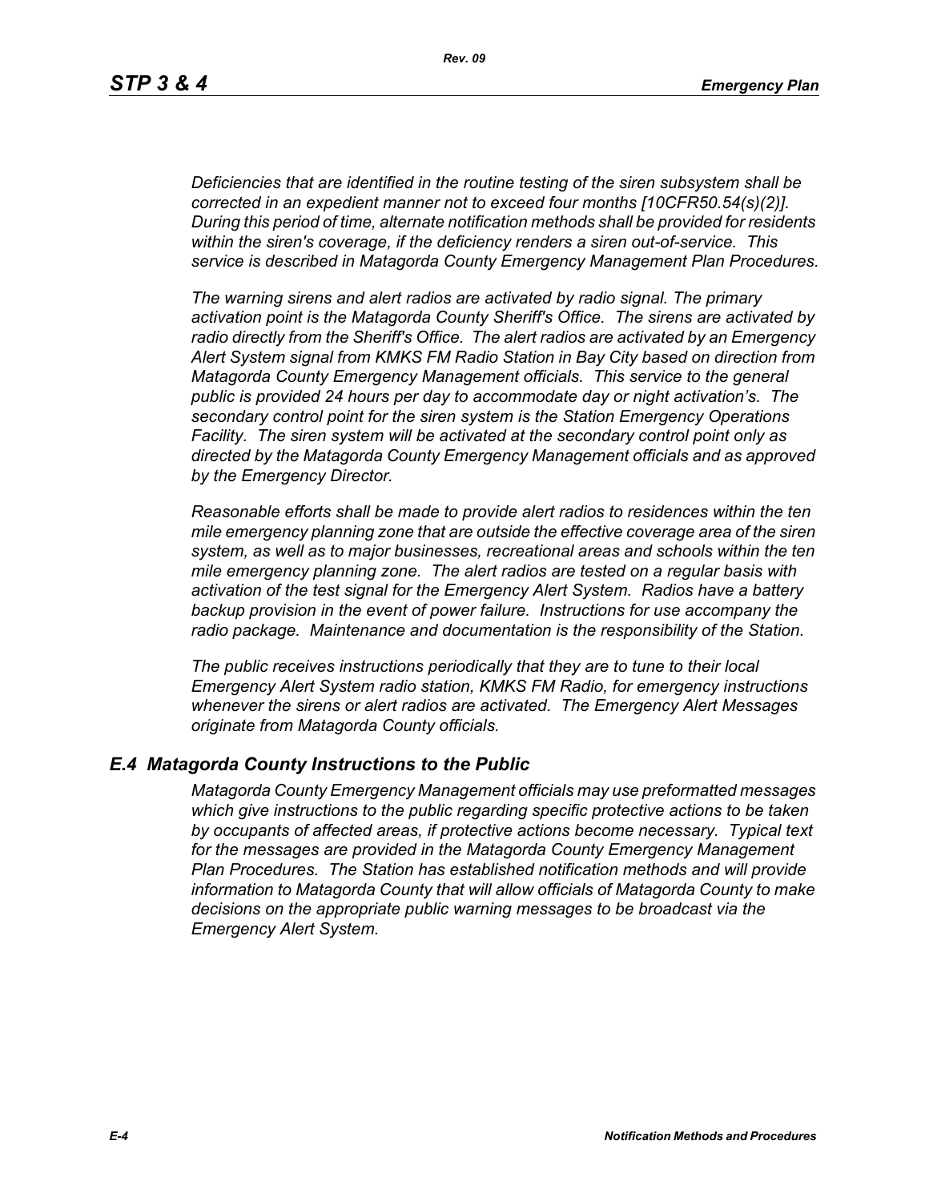*Deficiencies that are identified in the routine testing of the siren subsystem shall be corrected in an expedient manner not to exceed four months [10CFR50.54(s)(2)]. During this period of time, alternate notification methods shall be provided for residents within the siren's coverage, if the deficiency renders a siren out-of-service. This service is described in Matagorda County Emergency Management Plan Procedures.*

*The warning sirens and alert radios are activated by radio signal. The primary activation point is the Matagorda County Sheriff's Office. The sirens are activated by radio directly from the Sheriff's Office. The alert radios are activated by an Emergency Alert System signal from KMKS FM Radio Station in Bay City based on direction from Matagorda County Emergency Management officials. This service to the general public is provided 24 hours per day to accommodate day or night activation's. The secondary control point for the siren system is the Station Emergency Operations Facility. The siren system will be activated at the secondary control point only as directed by the Matagorda County Emergency Management officials and as approved by the Emergency Director.*

*Reasonable efforts shall be made to provide alert radios to residences within the ten mile emergency planning zone that are outside the effective coverage area of the siren system, as well as to major businesses, recreational areas and schools within the ten mile emergency planning zone. The alert radios are tested on a regular basis with activation of the test signal for the Emergency Alert System. Radios have a battery backup provision in the event of power failure. Instructions for use accompany the radio package. Maintenance and documentation is the responsibility of the Station.*

*The public receives instructions periodically that they are to tune to their local Emergency Alert System radio station, KMKS FM Radio, for emergency instructions whenever the sirens or alert radios are activated. The Emergency Alert Messages originate from Matagorda County officials.*

## *E.4 Matagorda County Instructions to the Public*

*Matagorda County Emergency Management officials may use preformatted messages which give instructions to the public regarding specific protective actions to be taken by occupants of affected areas, if protective actions become necessary. Typical text for the messages are provided in the Matagorda County Emergency Management Plan Procedures. The Station has established notification methods and will provide information to Matagorda County that will allow officials of Matagorda County to make decisions on the appropriate public warning messages to be broadcast via the Emergency Alert System.*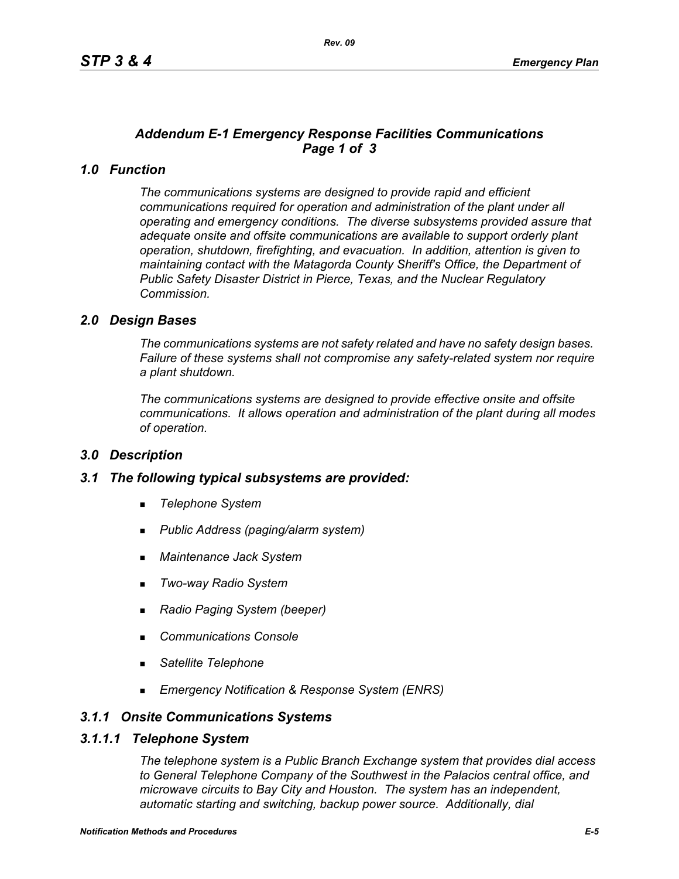## *Addendum E-1 Emergency Response Facilities Communications Page 1 of 3*

## *1.0 Function*

*The communications systems are designed to provide rapid and efficient communications required for operation and administration of the plant under all operating and emergency conditions. The diverse subsystems provided assure that adequate onsite and offsite communications are available to support orderly plant operation, shutdown, firefighting, and evacuation. In addition, attention is given to maintaining contact with the Matagorda County Sheriff's Office, the Department of Public Safety Disaster District in Pierce, Texas, and the Nuclear Regulatory Commission.*

## *2.0 Design Bases*

*The communications systems are not safety related and have no safety design bases. Failure of these systems shall not compromise any safety-related system nor require a plant shutdown.*

*The communications systems are designed to provide effective onsite and offsite communications. It allows operation and administration of the plant during all modes of operation.*

## *3.0 Description*

### *3.1 The following typical subsystems are provided:*

- *Telephone System*
- *Public Address (paging/alarm system)*
- *Maintenance Jack System*
- *Two-way Radio System*
- *Radio Paging System (beeper)*
- *Communications Console*
- *Satellite Telephone*
- *Emergency Notification & Response System (ENRS)*

### *3.1.1 Onsite Communications Systems*

#### *3.1.1.1 Telephone System*

*The telephone system is a Public Branch Exchange system that provides dial access to General Telephone Company of the Southwest in the Palacios central office, and microwave circuits to Bay City and Houston. The system has an independent, automatic starting and switching, backup power source. Additionally, dial*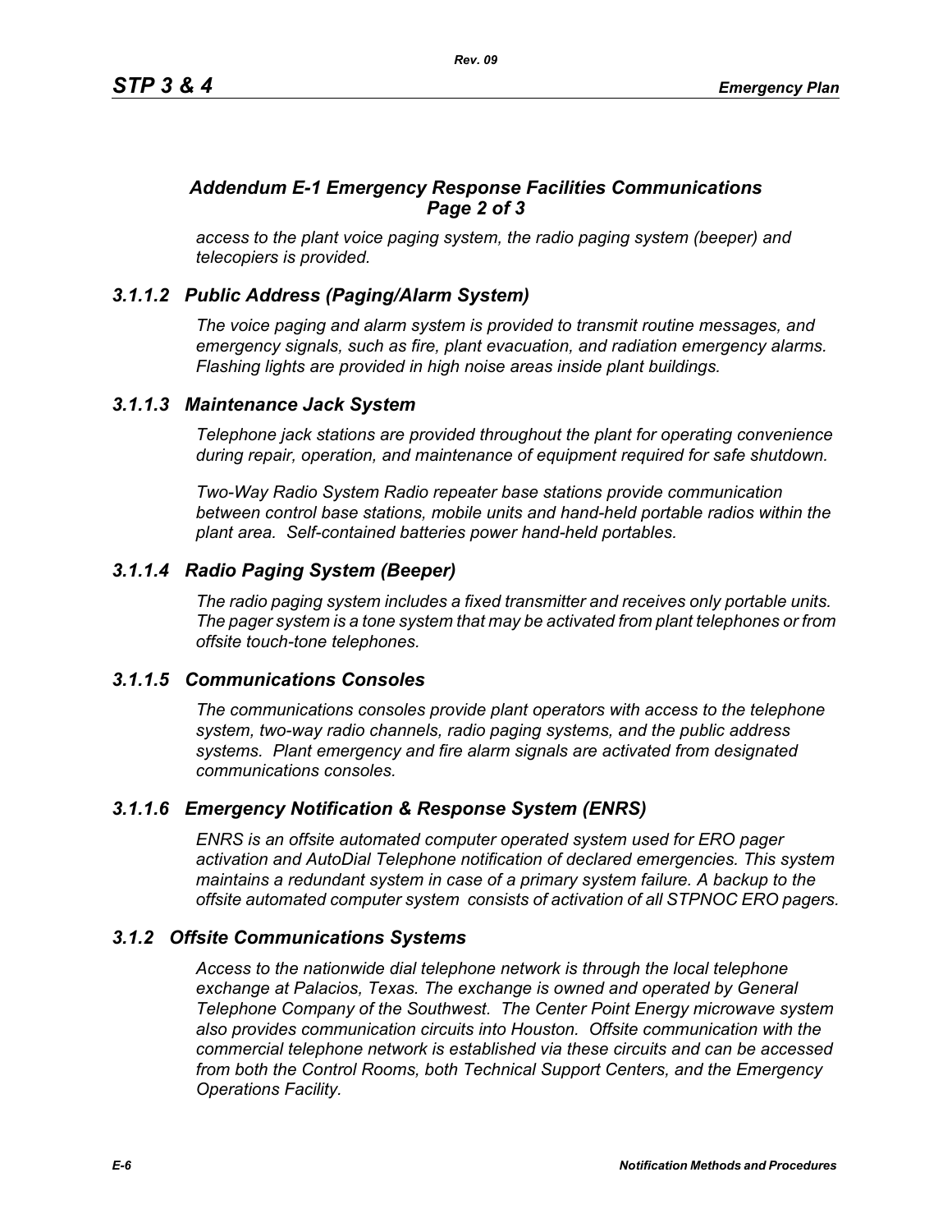## *Addendum E-1 Emergency Response Facilities Communications Page 2 of 3*

*access to the plant voice paging system, the radio paging system (beeper) and telecopiers is provided.*

### *3.1.1.2 Public Address (Paging/Alarm System)*

*The voice paging and alarm system is provided to transmit routine messages, and emergency signals, such as fire, plant evacuation, and radiation emergency alarms. Flashing lights are provided in high noise areas inside plant buildings.*

### *3.1.1.3 Maintenance Jack System*

*Telephone jack stations are provided throughout the plant for operating convenience during repair, operation, and maintenance of equipment required for safe shutdown.*

*Two-Way Radio System Radio repeater base stations provide communication between control base stations, mobile units and hand-held portable radios within the plant area. Self-contained batteries power hand-held portables.*

### *3.1.1.4 Radio Paging System (Beeper)*

*The radio paging system includes a fixed transmitter and receives only portable units. The pager system is a tone system that may be activated from plant telephones or from offsite touch-tone telephones.*

### *3.1.1.5 Communications Consoles*

*The communications consoles provide plant operators with access to the telephone system, two-way radio channels, radio paging systems, and the public address systems. Plant emergency and fire alarm signals are activated from designated communications consoles.*

### *3.1.1.6 Emergency Notification & Response System (ENRS)*

*ENRS is an offsite automated computer operated system used for ERO pager activation and AutoDial Telephone notification of declared emergencies. This system maintains a redundant system in case of a primary system failure. A backup to the offsite automated computer system consists of activation of all STPNOC ERO pagers.*

### *3.1.2 Offsite Communications Systems*

*Access to the nationwide dial telephone network is through the local telephone exchange at Palacios, Texas. The exchange is owned and operated by General Telephone Company of the Southwest. The Center Point Energy microwave system also provides communication circuits into Houston. Offsite communication with the commercial telephone network is established via these circuits and can be accessed from both the Control Rooms, both Technical Support Centers, and the Emergency Operations Facility.*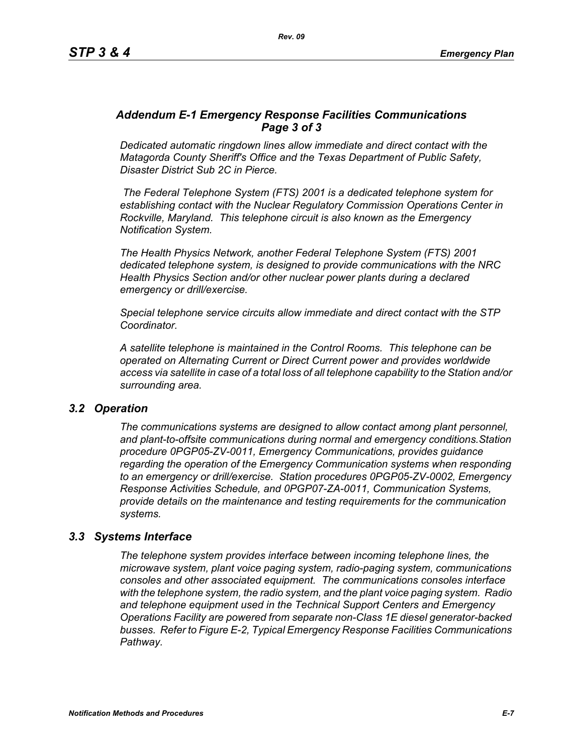### *Addendum E-1 Emergency Response Facilities Communications Page 3 of 3*

*Dedicated automatic ringdown lines allow immediate and direct contact with the Matagorda County Sheriff's Office and the Texas Department of Public Safety, Disaster District Sub 2C in Pierce.*

*The Federal Telephone System (FTS) 2001 is a dedicated telephone system for establishing contact with the Nuclear Regulatory Commission Operations Center in Rockville, Maryland. This telephone circuit is also known as the Emergency Notification System.*

*The Health Physics Network, another Federal Telephone System (FTS) 2001 dedicated telephone system, is designed to provide communications with the NRC Health Physics Section and/or other nuclear power plants during a declared emergency or drill/exercise.*

*Special telephone service circuits allow immediate and direct contact with the STP Coordinator.*

*A satellite telephone is maintained in the Control Rooms. This telephone can be operated on Alternating Current or Direct Current power and provides worldwide access via satellite in case of a total loss of all telephone capability to the Station and/or surrounding area.*

## *3.2 Operation*

*The communications systems are designed to allow contact among plant personnel, and plant-to-offsite communications during normal and emergency conditions.Station procedure 0PGP05-ZV-0011, Emergency Communications, provides guidance regarding the operation of the Emergency Communication systems when responding to an emergency or drill/exercise. Station procedures 0PGP05-ZV-0002, Emergency Response Activities Schedule, and 0PGP07-ZA-0011, Communication Systems, provide details on the maintenance and testing requirements for the communication systems.*

## *3.3 Systems Interface*

*The telephone system provides interface between incoming telephone lines, the microwave system, plant voice paging system, radio-paging system, communications consoles and other associated equipment. The communications consoles interface with the telephone system, the radio system, and the plant voice paging system. Radio and telephone equipment used in the Technical Support Centers and Emergency Operations Facility are powered from separate non-Class 1E diesel generator-backed busses. Refer to Figure E-2, Typical Emergency Response Facilities Communications Pathway.*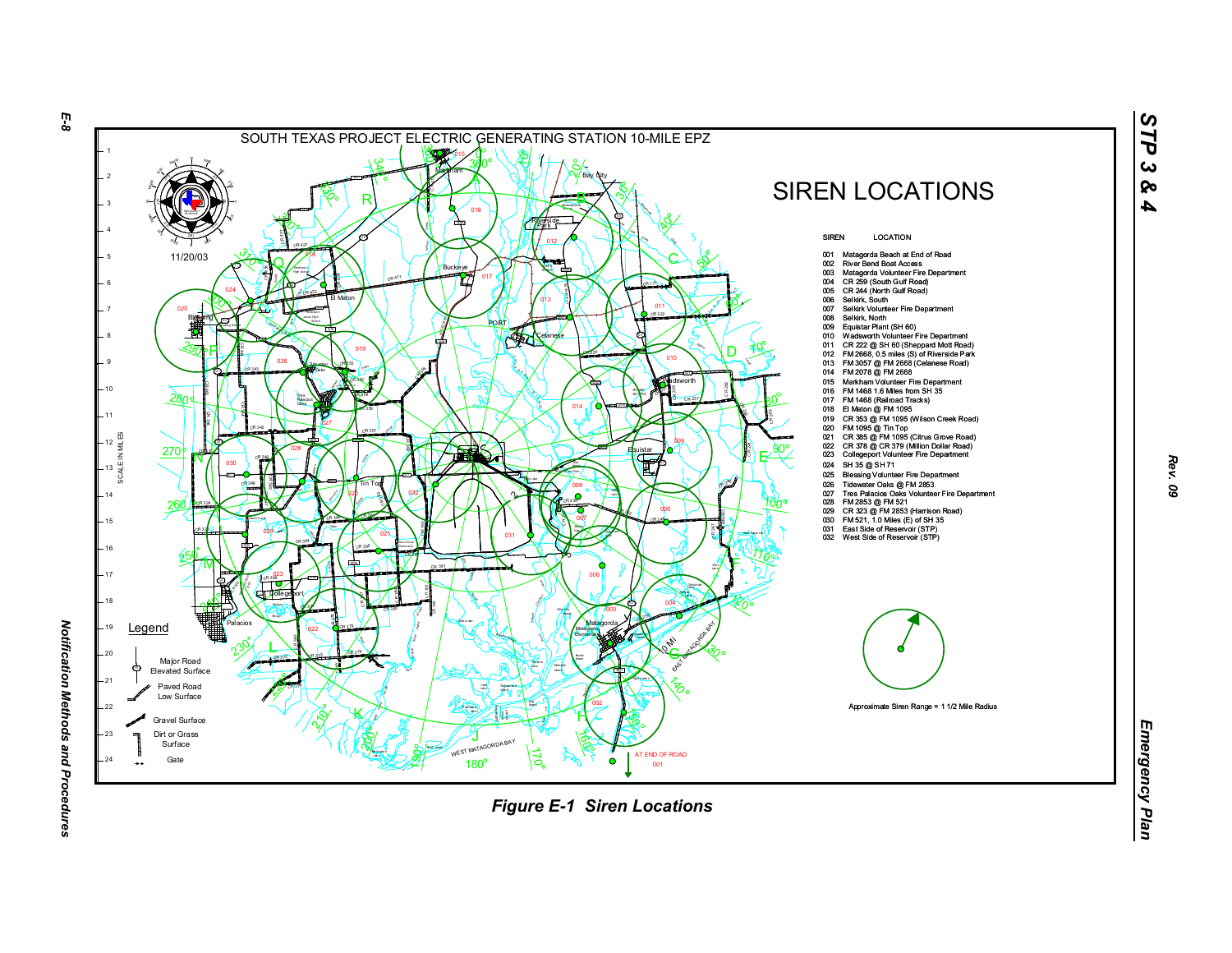# SOUTH TEXAS PROJECT ELECTRIC GENERATING STATION 10-MILE EPZ

## SIREN LOCATIONS

11/20/03

| SIREN | LOCATION |
| --- | --- |
| 001 | Matagorda Beach at End of Road |
| 002 | River Bend Boat Access |
| 003 | Matagorda Volunteer Fire Department |
| 004 | CR 259 (South Gulf Road) |
| 005 | CR 244 (North Gulf Road) |
| 006 | Selkirk, South |
| 007 | Selkirk Volunteer Fire Department |
| 008 | Selkirk, North |
| 009 | Equistar Plant (SH 60) |
| 010 | Wadsworth Volunteer Fire Department |
| 011 | CR 222 @ SH 60 (Sheppard Mott Road) |
| 012 | FM 2668, 0.5 miles (S) of Riverside Park |
| 013 | FM 3057 @ FM 2668 (Celanese Road) |
| 014 | FM 2078 @ FM 2668 |
| 015 | Markham Volunteer Fire Department |
| 016 | FM 1468 1.6 Miles from SH 35 |
| 017 | FM 1468 (Railroad Tracks) |
| 018 | El Maton @ FM 1095 |
| 019 | CR 353 @ FM 1095 (Wilson Creek Road) |
| 020 | FM 1095 @ Tin Top |
| 021 | CR 385 @ FM 1095 (Citrus Grove Road) |
| 022 | CR 378 @ CR 379 (Million Dollar Road) |
| 023 | Collegeport Volunteer Fire Department |
| 024 | SH 35 @ SH 71 |
| 025 | Blessing Volunteer Fire Department |
| 026 | Tidewater Oaks @ FM 2853 |
| 027 | Tres Palacios Oaks Volunteer Fire Department |
| 028 | FM 2853 @ FM 521 |
| 029 | CR 323 @ FM 2853 (Harrison Road) |
| 030 | FM 521, 1.0 Miles (E) of SH 35 |
| 031 | East Side of Reservoir (STP) |
| 032 | West Side of Reservoir (STP) |

Approximate Siren Range = 1 1/2 Mile Radius

Legend

- Major Road Elevated Surface
- Paved Road Low Surface
- Gravel Surface
- Dirt or Grass Surface
- Gate

Figure E-1 Siren Locations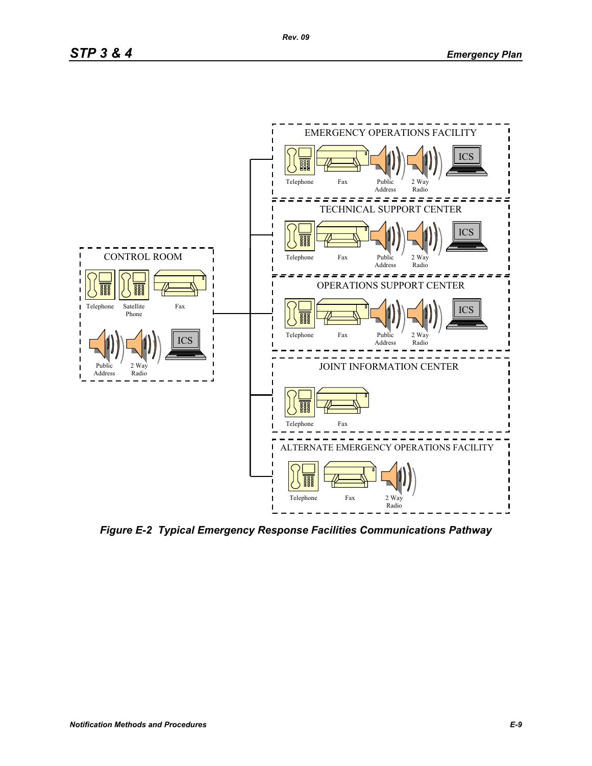CONTROL ROOM

- Telephone
- Satellite Phone
- Fax
- Public Address
- 2 Way Radio
- ICS

EMERGENCY OPERATIONS FACILITY

- Telephone
- Fax
- Public Address
- 2 Way Radio
- ICS

TECHNICAL SUPPORT CENTER

- Telephone
- Fax
- Public Address
- 2 Way Radio
- ICS

OPERATIONS SUPPORT CENTER

- Telephone
- Fax
- Public Address
- 2 Way Radio
- ICS

JOINT INFORMATION CENTER

- Telephone
- Fax

ALTERNATE EMERGENCY OPERATIONS FACILITY

- Telephone
- Fax
- 2 Way Radio

***Figure E-2 Typical Emergency Response Facilities Communications Pathway***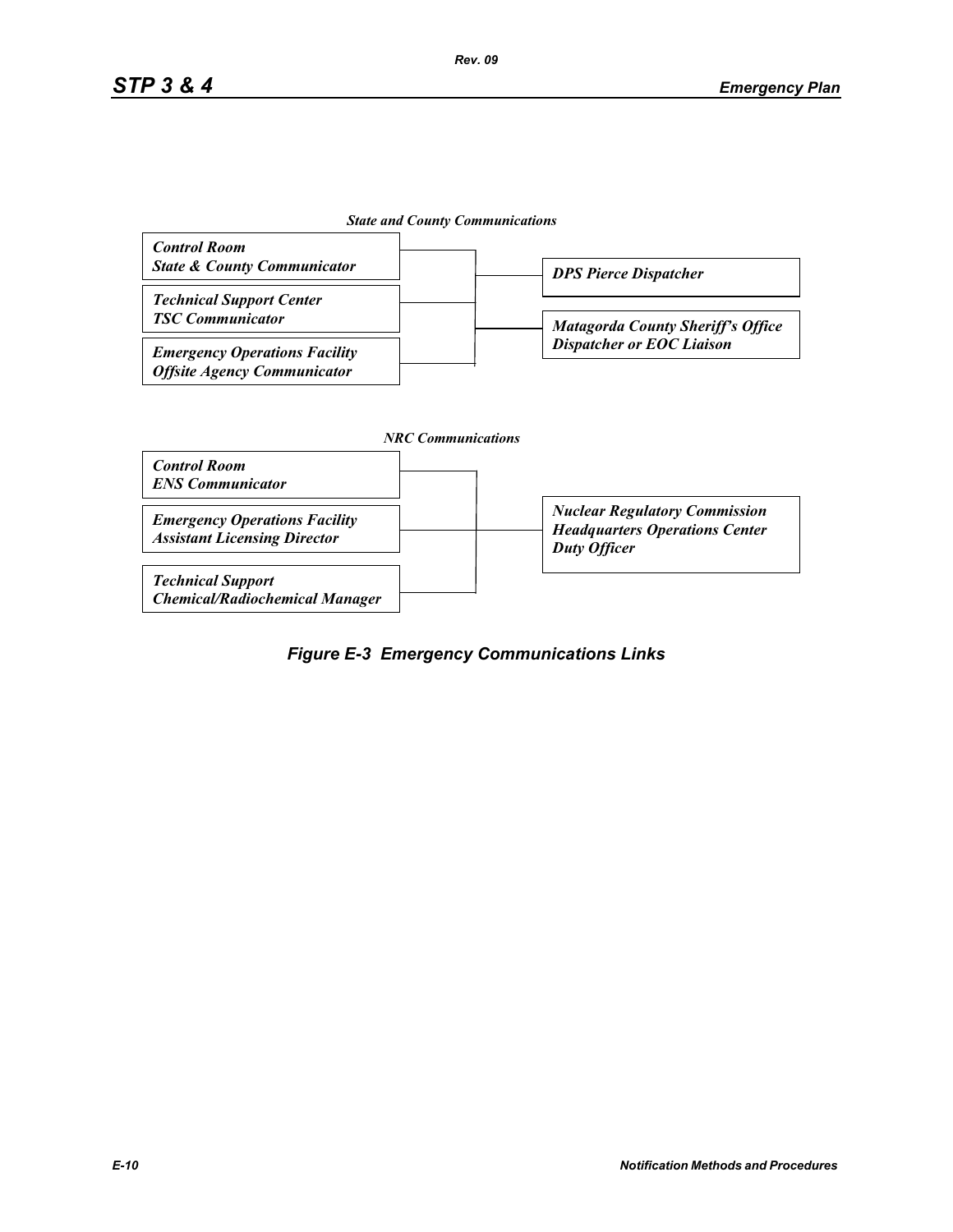*State and County Communications*

*Control Room*
*State & County Communicator*

*Technical Support Center*
*TSC Communicator*

*Emergency Operations Facility*
*Offsite Agency Communicator*

*DPS Pierce Dispatcher*

*Matagorda County Sheriff's Office*
*Dispatcher or EOC Liaison*

*NRC Communications*

*Control Room*
*ENS Communicator*

*Emergency Operations Facility*
*Assistant Licensing Director*

*Technical Support*
*Chemical/Radiochemical Manager*

*Nuclear Regulatory Commission*
*Headquarters Operations Center*
*Duty Officer*

***Figure E-3 Emergency Communications Links***